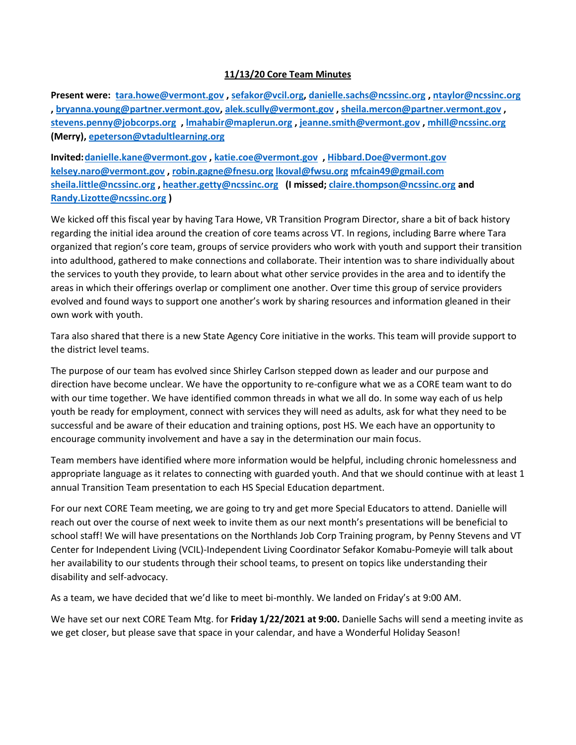**11/13/20 Core Team Minutes**

**Present were: tara.howe@vermont.gov , sefakor@vcil.org, danielle.sachs@ncssinc.org , ntaylor@ncssinc.org , bryanna.young@partner.vermont.gov, alek.scully@vermont.gov , sheila.mercon@partner.vermont.gov , stevens.penny@jobcorps.org , lmahabir@maplerun.org , jeanne.smith@vermont.gov , mhill@ncssinc.org (Merry), epeterson@vtadultlearning.org**

**Invited: danielle.kane@vermont.gov , katie.coe@vermont.gov , Hibbard.Doe@vermont.gov kelsey.naro@vermont.gov , robin.gagne@fnesu.org lkoval@fwsu.org mfcain49@gmail.com sheila.little@ncssinc.org , heather.getty@ncssinc.org (I missed; claire.thompson@ncssinc.org and Randy.Lizotte@ncssinc.org )**

We kicked off this fiscal year by having Tara Howe, VR Transition Program Director, share a bit of back history regarding the initial idea around the creation of core teams across VT. In regions, including Barre where Tara organized that region's core team, groups of service providers who work with youth and support their transition into adulthood, gathered to make connections and collaborate. Their intention was to share individually about the services to youth they provide, to learn about what other service provides in the area and to identify the areas in which their offerings overlap or compliment one another. Over time this group of service providers evolved and found ways to support one another's work by sharing resources and information gleaned in their own work with youth.

Tara also shared that there is a new State Agency Core initiative in the works. This team will provide support to the district level teams.

The purpose of our team has evolved since Shirley Carlson stepped down as leader and our purpose and direction have become unclear. We have the opportunity to re-configure what we as a CORE team want to do with our time together. We have identified common threads in what we all do. In some way each of us help youth be ready for employment, connect with services they will need as adults, ask for what they need to be successful and be aware of their education and training options, post HS. We each have an opportunity to encourage community involvement and have a say in the determination our main focus.

Team members have identified where more information would be helpful, including chronic homelessness and appropriate language as it relates to connecting with guarded youth. And that we should continue with at least 1 annual Transition Team presentation to each HS Special Education department.

For our next CORE Team meeting, we are going to try and get more Special Educators to attend. Danielle will reach out over the course of next week to invite them as our next month's presentations will be beneficial to school staff! We will have presentations on the Northlands Job Corp Training program, by Penny Stevens and VT Center for Independent Living (VCIL)-Independent Living Coordinator Sefakor Komabu-Pomeyie will talk about her availability to our students through their school teams, to present on topics like understanding their disability and self-advocacy.

As a team, we have decided that we'd like to meet bi-monthly. We landed on Friday's at 9:00 AM.

We have set our next CORE Team Mtg. for **Friday 1/22/2021 at 9:00.** Danielle Sachs will send a meeting invite as we get closer, but please save that space in your calendar, and have a Wonderful Holiday Season!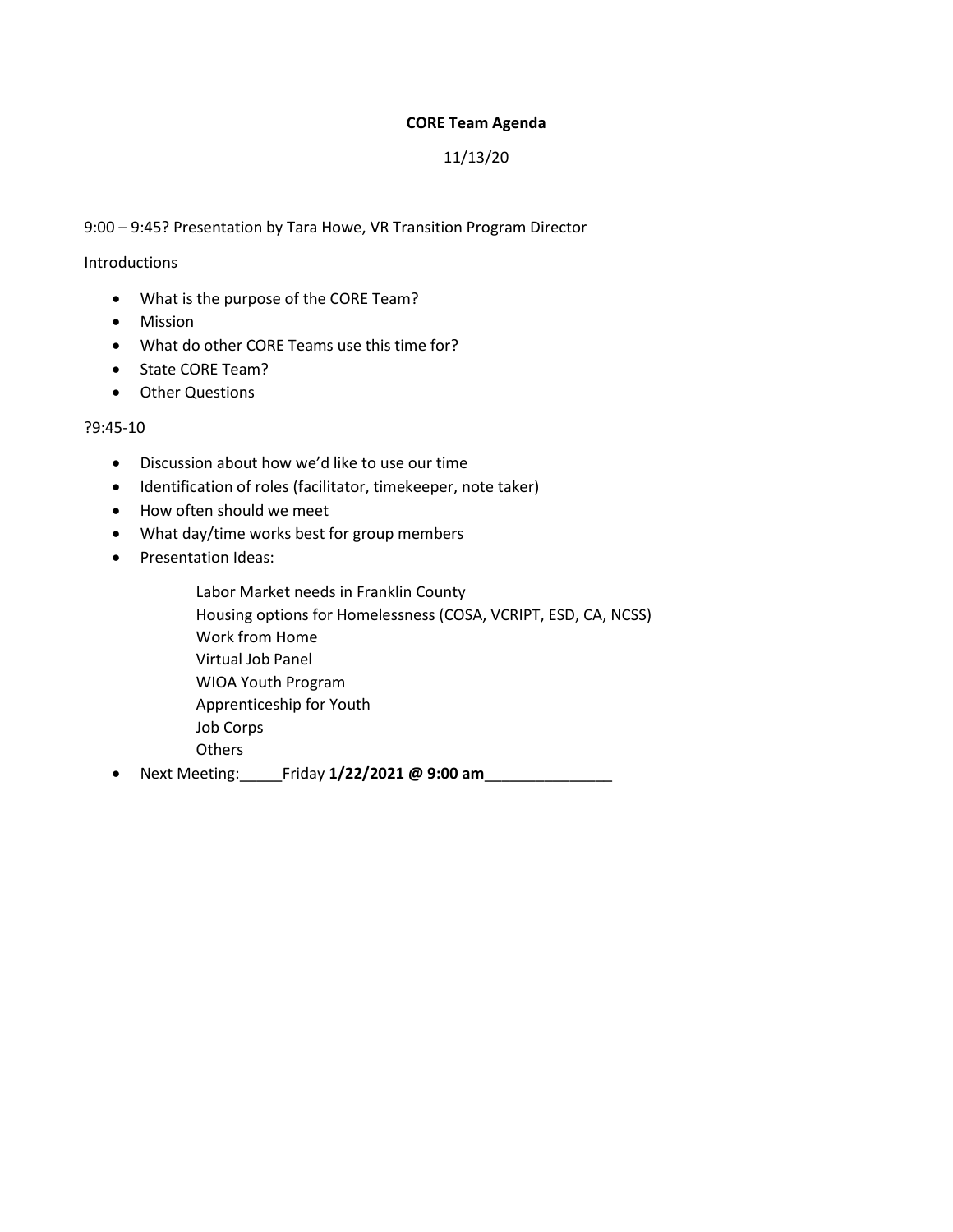**CORE Team Agenda**

11/13/20

9:00 – 9:45? Presentation by Tara Howe, VR Transition Program Director

Introductions

- What is the purpose of the CORE Team?
- Mission
- What do other CORE Teams use this time for?
- State CORE Team?
- Other Questions

?9:45-10

- Discussion about how we'd like to use our time
- Identification of roles (facilitator, timekeeper, note taker)
- How often should we meet
- What day/time works best for group members
- Presentation Ideas:

  Labor Market needs in Franklin County
  Housing options for Homelessness (COSA, VCRIPT, ESD, CA, NCSS)
  Work from Home
  Virtual Job Panel
  WIOA Youth Program
  Apprenticeship for Youth
  Job Corps
  Others

- Next Meeting:_____Friday **1/22/2021 @ 9:00 am**_______________